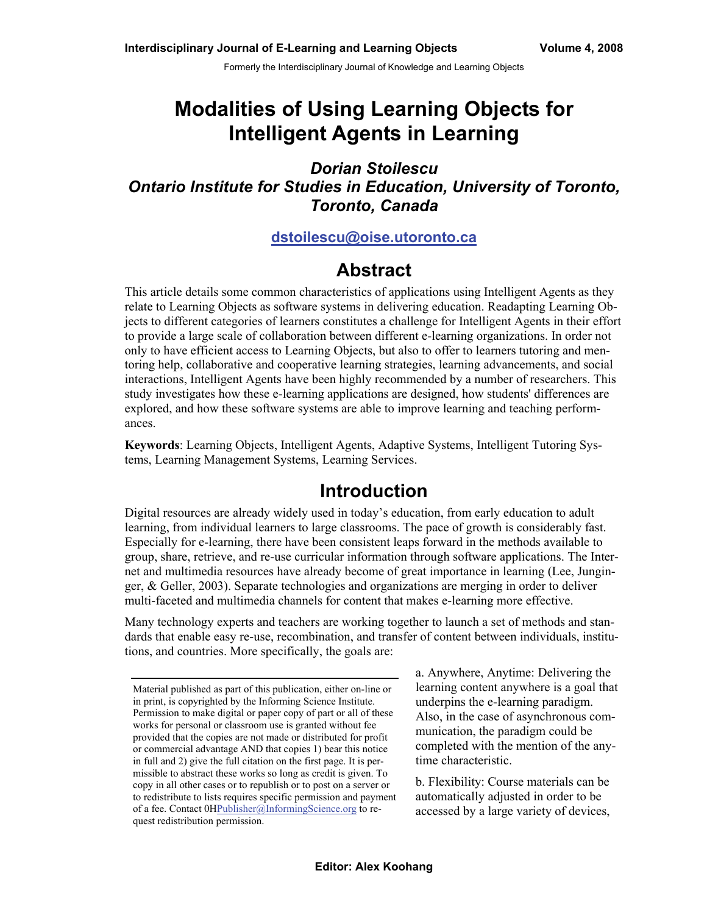# Modalities of Using Learning Objects for Intelligent Agents in Learning

***Dorian Stoilescu***
***Ontario Institute for Studies in Education, University of Toronto, Toronto, Canada***

**dstoilescu@oise.utoronto.ca**

## Abstract

This article details some common characteristics of applications using Intelligent Agents as they relate to Learning Objects as software systems in delivering education. Readapting Learning Objects to different categories of learners constitutes a challenge for Intelligent Agents in their effort to provide a large scale of collaboration between different e-learning organizations. In order not only to have efficient access to Learning Objects, but also to offer to learners tutoring and mentoring help, collaborative and cooperative learning strategies, learning advancements, and social interactions, Intelligent Agents have been highly recommended by a number of researchers. This study investigates how these e-learning applications are designed, how students' differences are explored, and how these software systems are able to improve learning and teaching performances.

**Keywords**: Learning Objects, Intelligent Agents, Adaptive Systems, Intelligent Tutoring Systems, Learning Management Systems, Learning Services.

## Introduction

Digital resources are already widely used in today's education, from early education to adult learning, from individual learners to large classrooms. The pace of growth is considerably fast. Especially for e-learning, there have been consistent leaps forward in the methods available to group, share, retrieve, and re-use curricular information through software applications. The Internet and multimedia resources have already become of great importance in learning (Lee, Junginger, & Geller, 2003). Separate technologies and organizations are merging in order to deliver multi-faceted and multimedia channels for content that makes e-learning more effective.

Many technology experts and teachers are working together to launch a set of methods and standards that enable easy re-use, recombination, and transfer of content between individuals, institutions, and countries. More specifically, the goals are:

a. Anywhere, Anytime: Delivering the learning content anywhere is a goal that underpins the e-learning paradigm. Also, in the case of asynchronous communication, the paradigm could be completed with the mention of the anytime characteristic.

b. Flexibility: Course materials can be automatically adjusted in order to be accessed by a large variety of devices,

Material published as part of this publication, either on-line or in print, is copyrighted by the Informing Science Institute. Permission to make digital or paper copy of part or all of these works for personal or classroom use is granted without fee provided that the copies are not made or distributed for profit or commercial advantage AND that copies 1) bear this notice in full and 2) give the full citation on the first page. It is permissible to abstract these works so long as credit is given. To copy in all other cases or to republish or to post on a server or to redistribute to lists requires specific permission and payment of a fee. Contact 0HPublisher@InformingScience.org to request redistribution permission.

Editor: Alex Koohang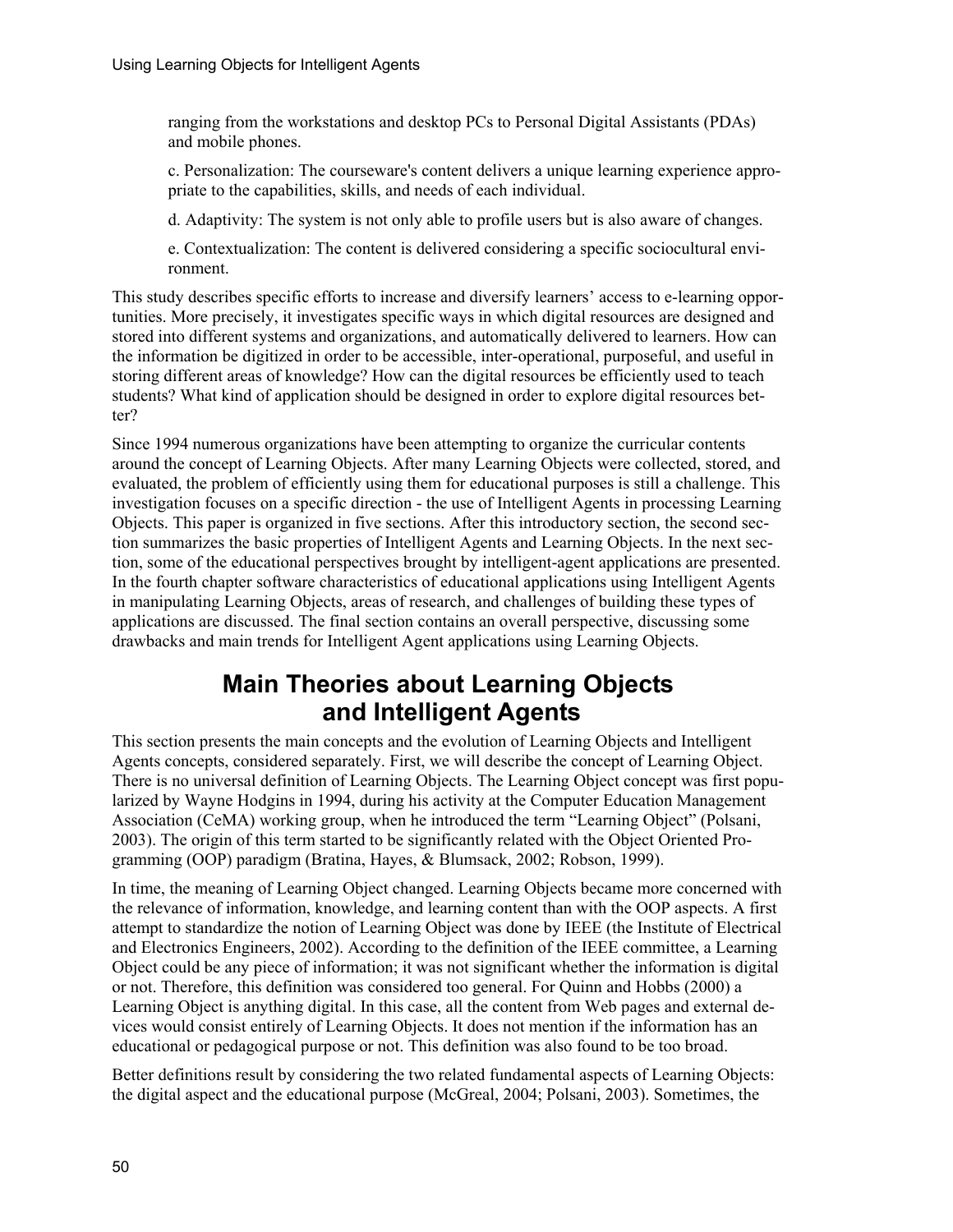ranging from the workstations and desktop PCs to Personal Digital Assistants (PDAs) and mobile phones.

c. Personalization: The courseware's content delivers a unique learning experience appropriate to the capabilities, skills, and needs of each individual.

d. Adaptivity: The system is not only able to profile users but is also aware of changes.

e. Contextualization: The content is delivered considering a specific sociocultural environment.

This study describes specific efforts to increase and diversify learners' access to e-learning opportunities. More precisely, it investigates specific ways in which digital resources are designed and stored into different systems and organizations, and automatically delivered to learners. How can the information be digitized in order to be accessible, inter-operational, purposeful, and useful in storing different areas of knowledge? How can the digital resources be efficiently used to teach students? What kind of application should be designed in order to explore digital resources better?

Since 1994 numerous organizations have been attempting to organize the curricular contents around the concept of Learning Objects. After many Learning Objects were collected, stored, and evaluated, the problem of efficiently using them for educational purposes is still a challenge. This investigation focuses on a specific direction - the use of Intelligent Agents in processing Learning Objects. This paper is organized in five sections. After this introductory section, the second section summarizes the basic properties of Intelligent Agents and Learning Objects. In the next section, some of the educational perspectives brought by intelligent-agent applications are presented. In the fourth chapter software characteristics of educational applications using Intelligent Agents in manipulating Learning Objects, areas of research, and challenges of building these types of applications are discussed. The final section contains an overall perspective, discussing some drawbacks and main trends for Intelligent Agent applications using Learning Objects.

## Main Theories about Learning Objects and Intelligent Agents

This section presents the main concepts and the evolution of Learning Objects and Intelligent Agents concepts, considered separately. First, we will describe the concept of Learning Object. There is no universal definition of Learning Objects. The Learning Object concept was first popularized by Wayne Hodgins in 1994, during his activity at the Computer Education Management Association (CeMA) working group, when he introduced the term "Learning Object" (Polsani, 2003). The origin of this term started to be significantly related with the Object Oriented Programming (OOP) paradigm (Bratina, Hayes, & Blumsack, 2002; Robson, 1999).

In time, the meaning of Learning Object changed. Learning Objects became more concerned with the relevance of information, knowledge, and learning content than with the OOP aspects. A first attempt to standardize the notion of Learning Object was done by IEEE (the Institute of Electrical and Electronics Engineers, 2002). According to the definition of the IEEE committee, a Learning Object could be any piece of information; it was not significant whether the information is digital or not. Therefore, this definition was considered too general. For Quinn and Hobbs (2000) a Learning Object is anything digital. In this case, all the content from Web pages and external devices would consist entirely of Learning Objects. It does not mention if the information has an educational or pedagogical purpose or not. This definition was also found to be too broad.

Better definitions result by considering the two related fundamental aspects of Learning Objects: the digital aspect and the educational purpose (McGreal, 2004; Polsani, 2003). Sometimes, the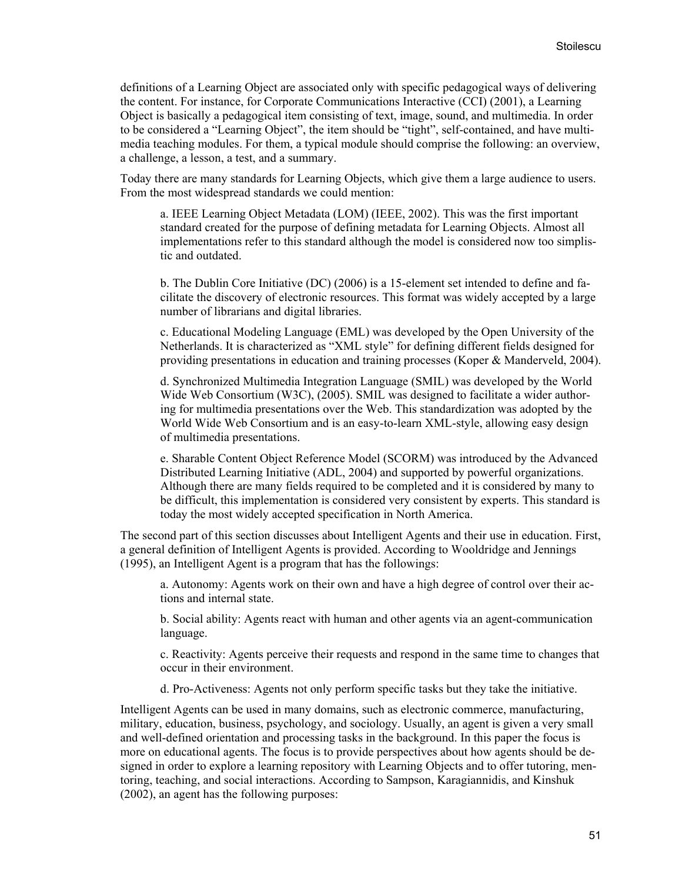definitions of a Learning Object are associated only with specific pedagogical ways of delivering the content. For instance, for Corporate Communications Interactive (CCI) (2001), a Learning Object is basically a pedagogical item consisting of text, image, sound, and multimedia. In order to be considered a "Learning Object", the item should be "tight", self-contained, and have multimedia teaching modules. For them, a typical module should comprise the following: an overview, a challenge, a lesson, a test, and a summary.

Today there are many standards for Learning Objects, which give them a large audience to users. From the most widespread standards we could mention:

> a. IEEE Learning Object Metadata (LOM) (IEEE, 2002). This was the first important standard created for the purpose of defining metadata for Learning Objects. Almost all implementations refer to this standard although the model is considered now too simplistic and outdated.
>
> b. The Dublin Core Initiative (DC) (2006) is a 15-element set intended to define and facilitate the discovery of electronic resources. This format was widely accepted by a large number of librarians and digital libraries.
>
> c. Educational Modeling Language (EML) was developed by the Open University of the Netherlands. It is characterized as "XML style" for defining different fields designed for providing presentations in education and training processes (Koper & Manderveld, 2004).
>
> d. Synchronized Multimedia Integration Language (SMIL) was developed by the World Wide Web Consortium (W3C), (2005). SMIL was designed to facilitate a wider authoring for multimedia presentations over the Web. This standardization was adopted by the World Wide Web Consortium and is an easy-to-learn XML-style, allowing easy design of multimedia presentations.
>
> e. Sharable Content Object Reference Model (SCORM) was introduced by the Advanced Distributed Learning Initiative (ADL, 2004) and supported by powerful organizations. Although there are many fields required to be completed and it is considered by many to be difficult, this implementation is considered very consistent by experts. This standard is today the most widely accepted specification in North America.

The second part of this section discusses about Intelligent Agents and their use in education. First, a general definition of Intelligent Agents is provided. According to Wooldridge and Jennings (1995), an Intelligent Agent is a program that has the followings:

> a. Autonomy: Agents work on their own and have a high degree of control over their actions and internal state.
>
> b. Social ability: Agents react with human and other agents via an agent-communication language.
>
> c. Reactivity: Agents perceive their requests and respond in the same time to changes that occur in their environment.
>
> d. Pro-Activeness: Agents not only perform specific tasks but they take the initiative.

Intelligent Agents can be used in many domains, such as electronic commerce, manufacturing, military, education, business, psychology, and sociology. Usually, an agent is given a very small and well-defined orientation and processing tasks in the background. In this paper the focus is more on educational agents. The focus is to provide perspectives about how agents should be designed in order to explore a learning repository with Learning Objects and to offer tutoring, mentoring, teaching, and social interactions. According to Sampson, Karagiannidis, and Kinshuk (2002), an agent has the following purposes: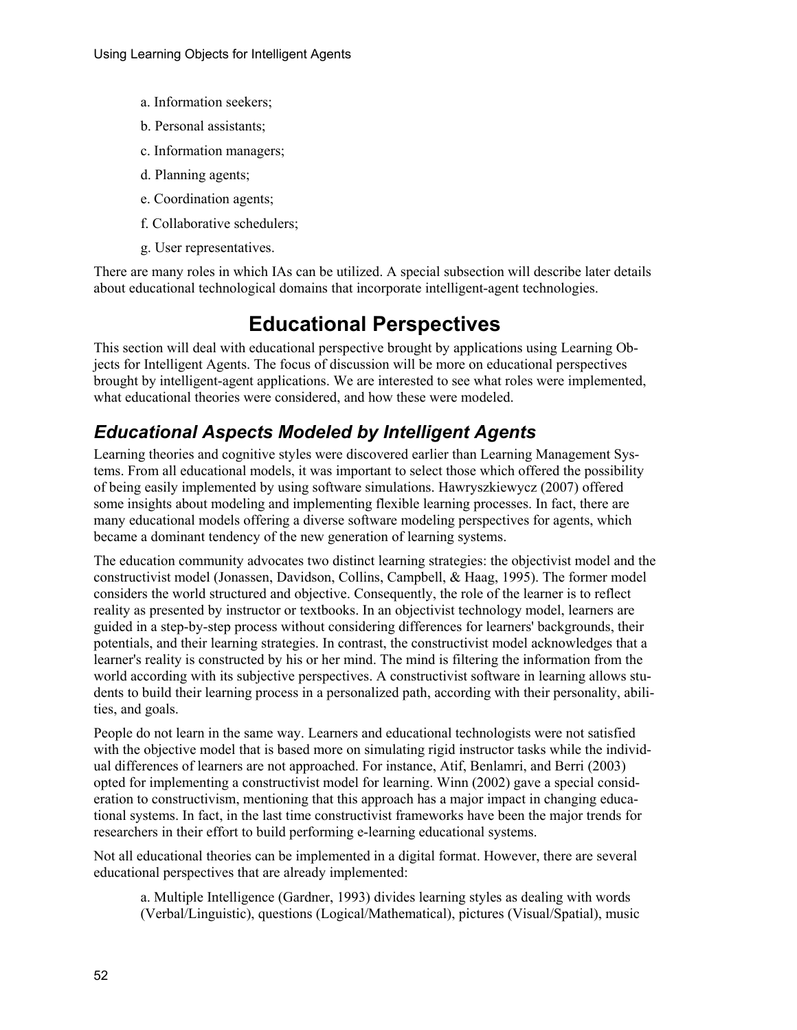a. Information seekers;

b. Personal assistants;

c. Information managers;

d. Planning agents;

e. Coordination agents;

f. Collaborative schedulers;

g. User representatives.

There are many roles in which IAs can be utilized. A special subsection will describe later details about educational technological domains that incorporate intelligent-agent technologies.

# Educational Perspectives

This section will deal with educational perspective brought by applications using Learning Objects for Intelligent Agents. The focus of discussion will be more on educational perspectives brought by intelligent-agent applications. We are interested to see what roles were implemented, what educational theories were considered, and how these were modeled.

## *Educational Aspects Modeled by Intelligent Agents*

Learning theories and cognitive styles were discovered earlier than Learning Management Systems. From all educational models, it was important to select those which offered the possibility of being easily implemented by using software simulations. Hawryszkiewycz (2007) offered some insights about modeling and implementing flexible learning processes. In fact, there are many educational models offering a diverse software modeling perspectives for agents, which became a dominant tendency of the new generation of learning systems.

The education community advocates two distinct learning strategies: the objectivist model and the constructivist model (Jonassen, Davidson, Collins, Campbell, & Haag, 1995). The former model considers the world structured and objective. Consequently, the role of the learner is to reflect reality as presented by instructor or textbooks. In an objectivist technology model, learners are guided in a step-by-step process without considering differences for learners' backgrounds, their potentials, and their learning strategies. In contrast, the constructivist model acknowledges that a learner's reality is constructed by his or her mind. The mind is filtering the information from the world according with its subjective perspectives. A constructivist software in learning allows students to build their learning process in a personalized path, according with their personality, abilities, and goals.

People do not learn in the same way. Learners and educational technologists were not satisfied with the objective model that is based more on simulating rigid instructor tasks while the individual differences of learners are not approached. For instance, Atif, Benlamri, and Berri (2003) opted for implementing a constructivist model for learning. Winn (2002) gave a special consideration to constructivism, mentioning that this approach has a major impact in changing educational systems. In fact, in the last time constructivist frameworks have been the major trends for researchers in their effort to build performing e-learning educational systems.

Not all educational theories can be implemented in a digital format. However, there are several educational perspectives that are already implemented:

a. Multiple Intelligence (Gardner, 1993) divides learning styles as dealing with words (Verbal/Linguistic), questions (Logical/Mathematical), pictures (Visual/Spatial), music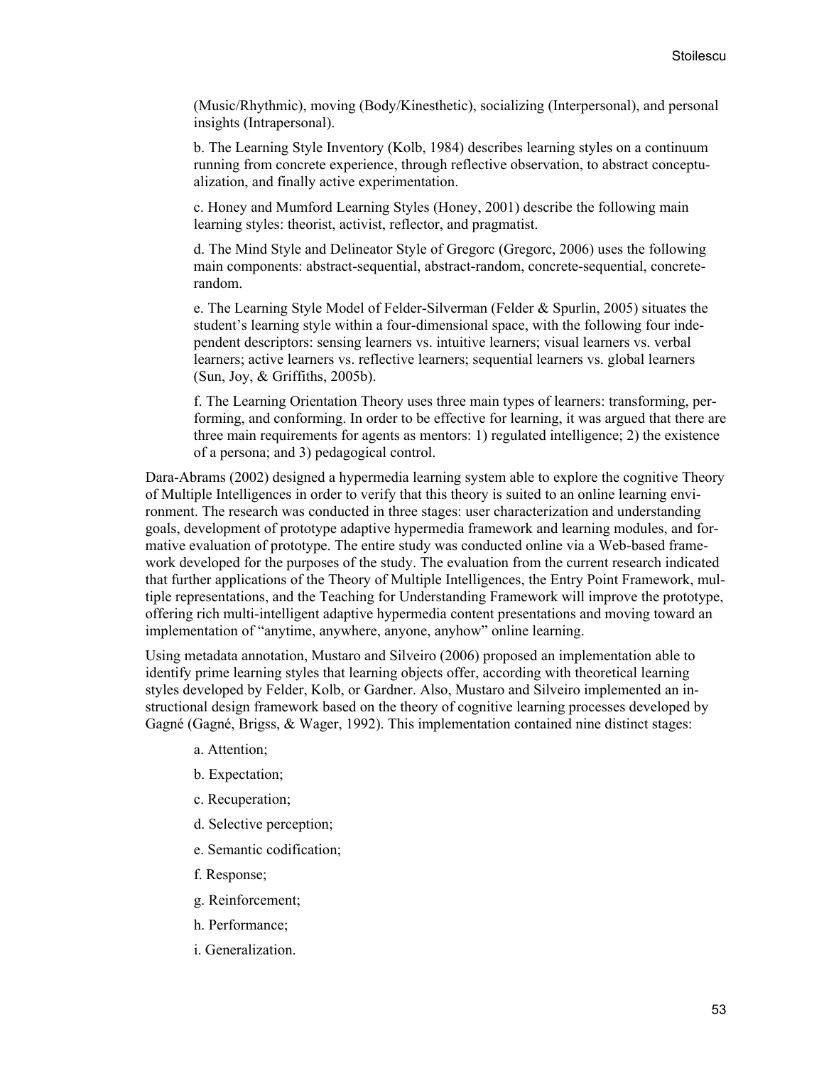(Music/Rhythmic), moving (Body/Kinesthetic), socializing (Interpersonal), and personal insights (Intrapersonal).

b. The Learning Style Inventory (Kolb, 1984) describes learning styles on a continuum running from concrete experience, through reflective observation, to abstract conceptualization, and finally active experimentation.

c. Honey and Mumford Learning Styles (Honey, 2001) describe the following main learning styles: theorist, activist, reflector, and pragmatist.

d. The Mind Style and Delineator Style of Gregorc (Gregorc, 2006) uses the following main components: abstract-sequential, abstract-random, concrete-sequential, concrete-random.

e. The Learning Style Model of Felder-Silverman (Felder & Spurlin, 2005) situates the student's learning style within a four-dimensional space, with the following four independent descriptors: sensing learners vs. intuitive learners; visual learners vs. verbal learners; active learners vs. reflective learners; sequential learners vs. global learners (Sun, Joy, & Griffiths, 2005b).

f. The Learning Orientation Theory uses three main types of learners: transforming, performing, and conforming. In order to be effective for learning, it was argued that there are three main requirements for agents as mentors: 1) regulated intelligence; 2) the existence of a persona; and 3) pedagogical control.

Dara-Abrams (2002) designed a hypermedia learning system able to explore the cognitive Theory of Multiple Intelligences in order to verify that this theory is suited to an online learning environment. The research was conducted in three stages: user characterization and understanding goals, development of prototype adaptive hypermedia framework and learning modules, and formative evaluation of prototype. The entire study was conducted online via a Web-based framework developed for the purposes of the study. The evaluation from the current research indicated that further applications of the Theory of Multiple Intelligences, the Entry Point Framework, multiple representations, and the Teaching for Understanding Framework will improve the prototype, offering rich multi-intelligent adaptive hypermedia content presentations and moving toward an implementation of "anytime, anywhere, anyone, anyhow" online learning.

Using metadata annotation, Mustaro and Silveiro (2006) proposed an implementation able to identify prime learning styles that learning objects offer, according with theoretical learning styles developed by Felder, Kolb, or Gardner. Also, Mustaro and Silveiro implemented an instructional design framework based on the theory of cognitive learning processes developed by Gagné (Gagné, Brigss, & Wager, 1992). This implementation contained nine distinct stages:

a. Attention;

b. Expectation;

c. Recuperation;

d. Selective perception;

e. Semantic codification;

f. Response;

g. Reinforcement;

h. Performance;

i. Generalization.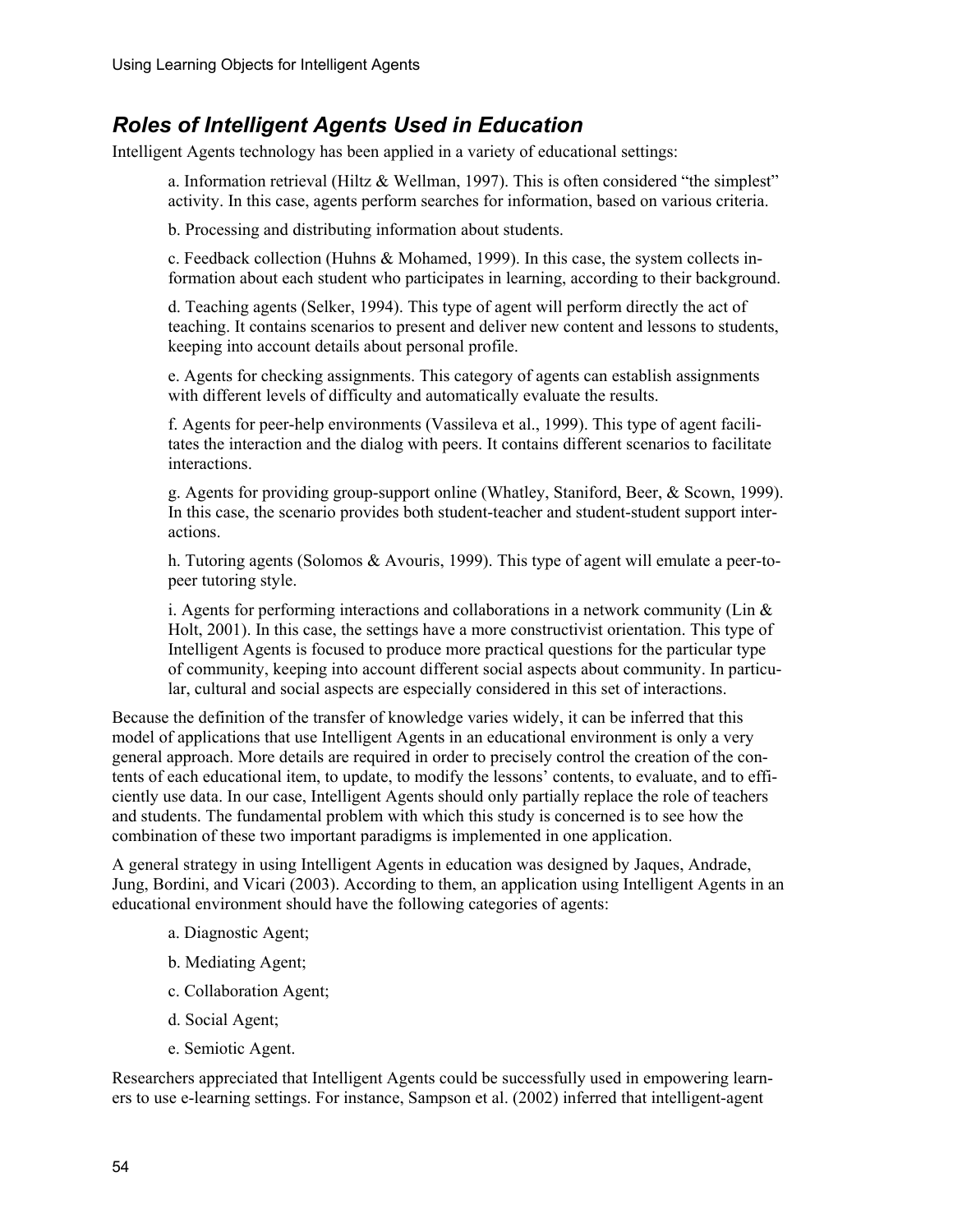## *Roles of Intelligent Agents Used in Education*

Intelligent Agents technology has been applied in a variety of educational settings:

a. Information retrieval (Hiltz & Wellman, 1997). This is often considered "the simplest" activity. In this case, agents perform searches for information, based on various criteria.

b. Processing and distributing information about students.

c. Feedback collection (Huhns & Mohamed, 1999). In this case, the system collects information about each student who participates in learning, according to their background.

d. Teaching agents (Selker, 1994). This type of agent will perform directly the act of teaching. It contains scenarios to present and deliver new content and lessons to students, keeping into account details about personal profile.

e. Agents for checking assignments. This category of agents can establish assignments with different levels of difficulty and automatically evaluate the results.

f. Agents for peer-help environments (Vassileva et al., 1999). This type of agent facilitates the interaction and the dialog with peers. It contains different scenarios to facilitate interactions.

g. Agents for providing group-support online (Whatley, Staniford, Beer, & Scown, 1999). In this case, the scenario provides both student-teacher and student-student support interactions.

h. Tutoring agents (Solomos & Avouris, 1999). This type of agent will emulate a peer-to-peer tutoring style.

i. Agents for performing interactions and collaborations in a network community (Lin & Holt, 2001). In this case, the settings have a more constructivist orientation. This type of Intelligent Agents is focused to produce more practical questions for the particular type of community, keeping into account different social aspects about community. In particular, cultural and social aspects are especially considered in this set of interactions.

Because the definition of the transfer of knowledge varies widely, it can be inferred that this model of applications that use Intelligent Agents in an educational environment is only a very general approach. More details are required in order to precisely control the creation of the contents of each educational item, to update, to modify the lessons' contents, to evaluate, and to efficiently use data. In our case, Intelligent Agents should only partially replace the role of teachers and students. The fundamental problem with which this study is concerned is to see how the combination of these two important paradigms is implemented in one application.

A general strategy in using Intelligent Agents in education was designed by Jaques, Andrade, Jung, Bordini, and Vicari (2003). According to them, an application using Intelligent Agents in an educational environment should have the following categories of agents:

a. Diagnostic Agent;

b. Mediating Agent;

c. Collaboration Agent;

d. Social Agent;

e. Semiotic Agent.

Researchers appreciated that Intelligent Agents could be successfully used in empowering learners to use e-learning settings. For instance, Sampson et al. (2002) inferred that intelligent-agent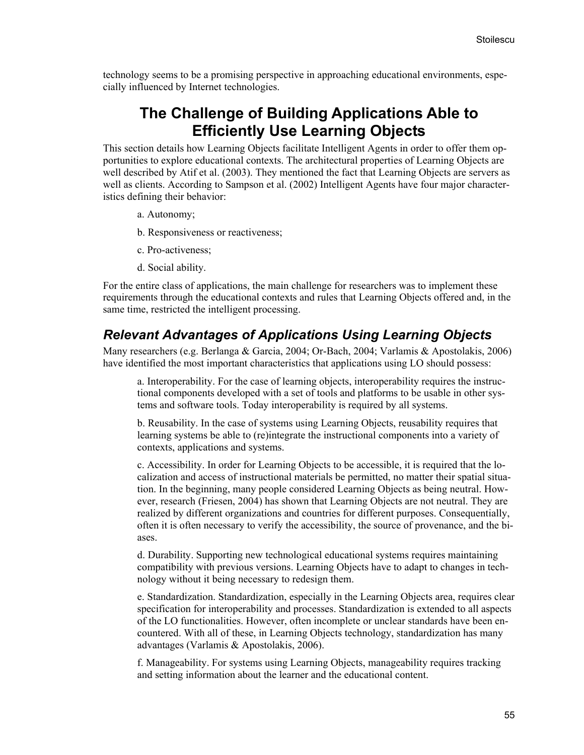technology seems to be a promising perspective in approaching educational environments, especially influenced by Internet technologies.

## The Challenge of Building Applications Able to Efficiently Use Learning Objects

This section details how Learning Objects facilitate Intelligent Agents in order to offer them opportunities to explore educational contexts. The architectural properties of Learning Objects are well described by Atif et al. (2003). They mentioned the fact that Learning Objects are servers as well as clients. According to Sampson et al. (2002) Intelligent Agents have four major characteristics defining their behavior:

a. Autonomy;

b. Responsiveness or reactiveness;

c. Pro-activeness;

d. Social ability.

For the entire class of applications, the main challenge for researchers was to implement these requirements through the educational contexts and rules that Learning Objects offered and, in the same time, restricted the intelligent processing.

### *Relevant Advantages of Applications Using Learning Objects*

Many researchers (e.g. Berlanga & Garcia, 2004; Or-Bach, 2004; Varlamis & Apostolakis, 2006) have identified the most important characteristics that applications using LO should possess:

a. Interoperability. For the case of learning objects, interoperability requires the instructional components developed with a set of tools and platforms to be usable in other systems and software tools. Today interoperability is required by all systems.

b. Reusability. In the case of systems using Learning Objects, reusability requires that learning systems be able to (re)integrate the instructional components into a variety of contexts, applications and systems.

c. Accessibility. In order for Learning Objects to be accessible, it is required that the localization and access of instructional materials be permitted, no matter their spatial situation. In the beginning, many people considered Learning Objects as being neutral. However, research (Friesen, 2004) has shown that Learning Objects are not neutral. They are realized by different organizations and countries for different purposes. Consequentially, often it is often necessary to verify the accessibility, the source of provenance, and the biases.

d. Durability. Supporting new technological educational systems requires maintaining compatibility with previous versions. Learning Objects have to adapt to changes in technology without it being necessary to redesign them.

e. Standardization. Standardization, especially in the Learning Objects area, requires clear specification for interoperability and processes. Standardization is extended to all aspects of the LO functionalities. However, often incomplete or unclear standards have been encountered. With all of these, in Learning Objects technology, standardization has many advantages (Varlamis & Apostolakis, 2006).

f. Manageability. For systems using Learning Objects, manageability requires tracking and setting information about the learner and the educational content.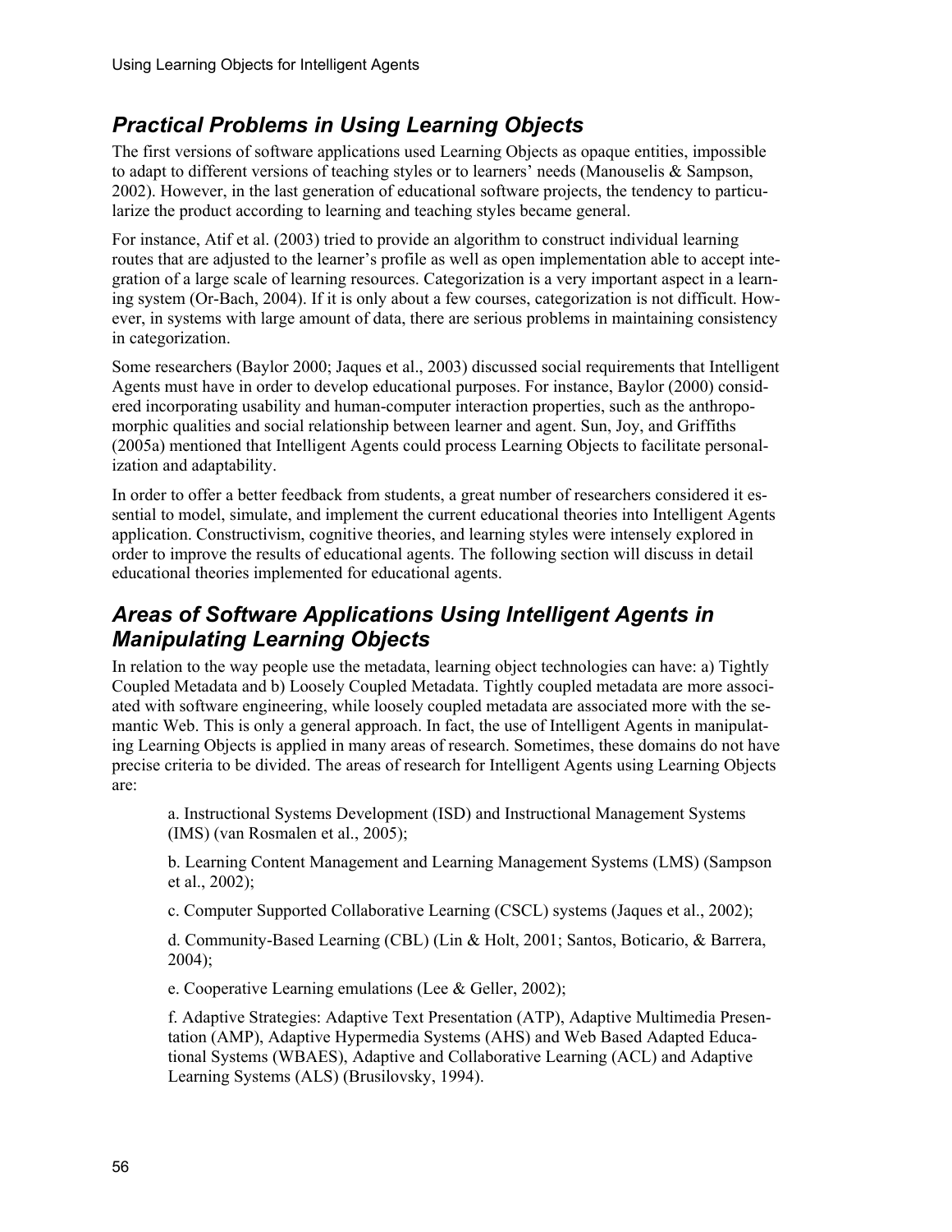## *Practical Problems in Using Learning Objects*

The first versions of software applications used Learning Objects as opaque entities, impossible to adapt to different versions of teaching styles or to learners' needs (Manouselis & Sampson, 2002). However, in the last generation of educational software projects, the tendency to particularize the product according to learning and teaching styles became general.

For instance, Atif et al. (2003) tried to provide an algorithm to construct individual learning routes that are adjusted to the learner's profile as well as open implementation able to accept integration of a large scale of learning resources. Categorization is a very important aspect in a learning system (Or-Bach, 2004). If it is only about a few courses, categorization is not difficult. However, in systems with large amount of data, there are serious problems in maintaining consistency in categorization.

Some researchers (Baylor 2000; Jaques et al., 2003) discussed social requirements that Intelligent Agents must have in order to develop educational purposes. For instance, Baylor (2000) considered incorporating usability and human-computer interaction properties, such as the anthropomorphic qualities and social relationship between learner and agent. Sun, Joy, and Griffiths (2005a) mentioned that Intelligent Agents could process Learning Objects to facilitate personalization and adaptability.

In order to offer a better feedback from students, a great number of researchers considered it essential to model, simulate, and implement the current educational theories into Intelligent Agents application. Constructivism, cognitive theories, and learning styles were intensely explored in order to improve the results of educational agents. The following section will discuss in detail educational theories implemented for educational agents.

## *Areas of Software Applications Using Intelligent Agents in Manipulating Learning Objects*

In relation to the way people use the metadata, learning object technologies can have: a) Tightly Coupled Metadata and b) Loosely Coupled Metadata. Tightly coupled metadata are more associated with software engineering, while loosely coupled metadata are associated more with the semantic Web. This is only a general approach. In fact, the use of Intelligent Agents in manipulating Learning Objects is applied in many areas of research. Sometimes, these domains do not have precise criteria to be divided. The areas of research for Intelligent Agents using Learning Objects are:

a. Instructional Systems Development (ISD) and Instructional Management Systems (IMS) (van Rosmalen et al., 2005);

b. Learning Content Management and Learning Management Systems (LMS) (Sampson et al., 2002);

c. Computer Supported Collaborative Learning (CSCL) systems (Jaques et al., 2002);

d. Community-Based Learning (CBL) (Lin & Holt, 2001; Santos, Boticario, & Barrera, 2004);

e. Cooperative Learning emulations (Lee & Geller, 2002);

f. Adaptive Strategies: Adaptive Text Presentation (ATP), Adaptive Multimedia Presentation (AMP), Adaptive Hypermedia Systems (AHS) and Web Based Adapted Educational Systems (WBAES), Adaptive and Collaborative Learning (ACL) and Adaptive Learning Systems (ALS) (Brusilovsky, 1994).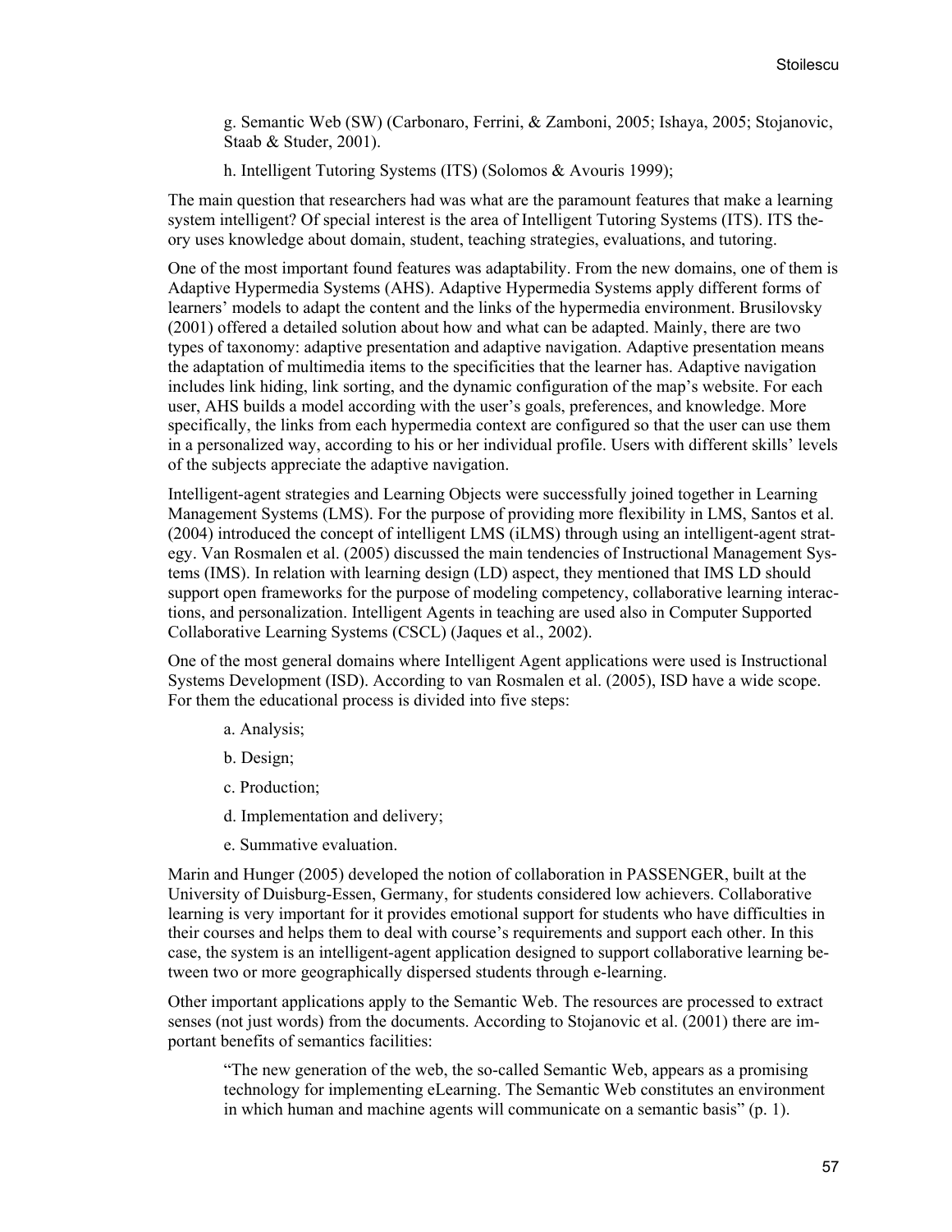g. Semantic Web (SW) (Carbonaro, Ferrini, & Zamboni, 2005; Ishaya, 2005; Stojanovic, Staab & Studer, 2001).

h. Intelligent Tutoring Systems (ITS) (Solomos & Avouris 1999);

The main question that researchers had was what are the paramount features that make a learning system intelligent? Of special interest is the area of Intelligent Tutoring Systems (ITS). ITS theory uses knowledge about domain, student, teaching strategies, evaluations, and tutoring.

One of the most important found features was adaptability. From the new domains, one of them is Adaptive Hypermedia Systems (AHS). Adaptive Hypermedia Systems apply different forms of learners' models to adapt the content and the links of the hypermedia environment. Brusilovsky (2001) offered a detailed solution about how and what can be adapted. Mainly, there are two types of taxonomy: adaptive presentation and adaptive navigation. Adaptive presentation means the adaptation of multimedia items to the specificities that the learner has. Adaptive navigation includes link hiding, link sorting, and the dynamic configuration of the map's website. For each user, AHS builds a model according with the user's goals, preferences, and knowledge. More specifically, the links from each hypermedia context are configured so that the user can use them in a personalized way, according to his or her individual profile. Users with different skills' levels of the subjects appreciate the adaptive navigation.

Intelligent-agent strategies and Learning Objects were successfully joined together in Learning Management Systems (LMS). For the purpose of providing more flexibility in LMS, Santos et al. (2004) introduced the concept of intelligent LMS (iLMS) through using an intelligent-agent strategy. Van Rosmalen et al. (2005) discussed the main tendencies of Instructional Management Systems (IMS). In relation with learning design (LD) aspect, they mentioned that IMS LD should support open frameworks for the purpose of modeling competency, collaborative learning interactions, and personalization. Intelligent Agents in teaching are used also in Computer Supported Collaborative Learning Systems (CSCL) (Jaques et al., 2002).

One of the most general domains where Intelligent Agent applications were used is Instructional Systems Development (ISD). According to van Rosmalen et al. (2005), ISD have a wide scope. For them the educational process is divided into five steps:

a. Analysis;

b. Design;

c. Production;

d. Implementation and delivery;

e. Summative evaluation.

Marin and Hunger (2005) developed the notion of collaboration in PASSENGER, built at the University of Duisburg-Essen, Germany, for students considered low achievers. Collaborative learning is very important for it provides emotional support for students who have difficulties in their courses and helps them to deal with course's requirements and support each other. In this case, the system is an intelligent-agent application designed to support collaborative learning between two or more geographically dispersed students through e-learning.

Other important applications apply to the Semantic Web. The resources are processed to extract senses (not just words) from the documents. According to Stojanovic et al. (2001) there are important benefits of semantics facilities:

> "The new generation of the web, the so-called Semantic Web, appears as a promising technology for implementing eLearning. The Semantic Web constitutes an environment in which human and machine agents will communicate on a semantic basis" (p. 1).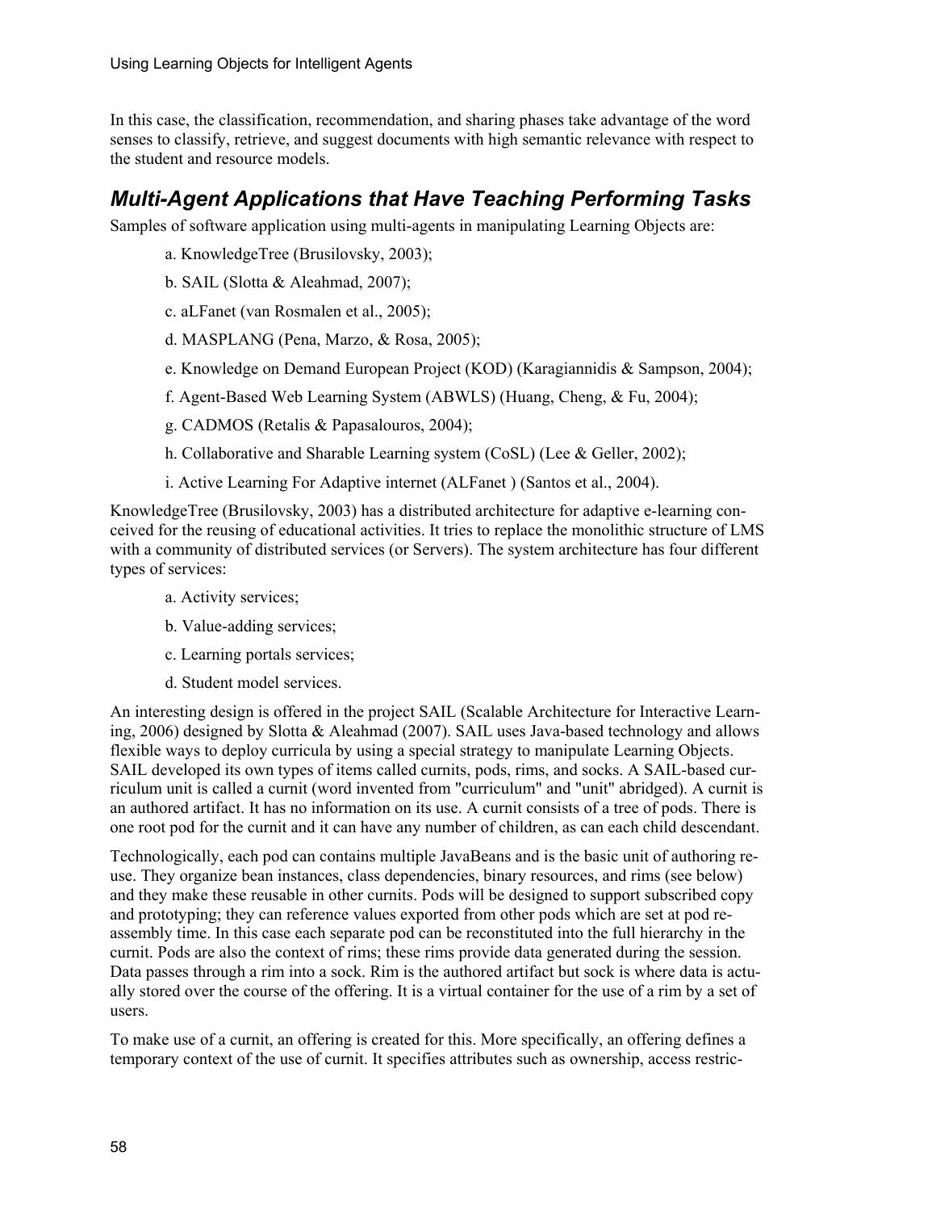In this case, the classification, recommendation, and sharing phases take advantage of the word senses to classify, retrieve, and suggest documents with high semantic relevance with respect to the student and resource models.

## *Multi-Agent Applications that Have Teaching Performing Tasks*

Samples of software application using multi-agents in manipulating Learning Objects are:

a. KnowledgeTree (Brusilovsky, 2003);

b. SAIL (Slotta & Aleahmad, 2007);

c. aLFanet (van Rosmalen et al., 2005);

d. MASPLANG (Pena, Marzo, & Rosa, 2005);

e. Knowledge on Demand European Project (KOD) (Karagiannidis & Sampson, 2004);

f. Agent-Based Web Learning System (ABWLS) (Huang, Cheng, & Fu, 2004);

g. CADMOS (Retalis & Papasalouros, 2004);

h. Collaborative and Sharable Learning system (CoSL) (Lee & Geller, 2002);

i. Active Learning For Adaptive internet (ALFanet ) (Santos et al., 2004).

KnowledgeTree (Brusilovsky, 2003) has a distributed architecture for adaptive e-learning conceived for the reusing of educational activities. It tries to replace the monolithic structure of LMS with a community of distributed services (or Servers). The system architecture has four different types of services:

a. Activity services;

b. Value-adding services;

c. Learning portals services;

d. Student model services.

An interesting design is offered in the project SAIL (Scalable Architecture for Interactive Learning, 2006) designed by Slotta & Aleahmad (2007). SAIL uses Java-based technology and allows flexible ways to deploy curricula by using a special strategy to manipulate Learning Objects. SAIL developed its own types of items called curnits, pods, rims, and socks. A SAIL-based curriculum unit is called a curnit (word invented from "curriculum" and "unit" abridged). A curnit is an authored artifact. It has no information on its use. A curnit consists of a tree of pods. There is one root pod for the curnit and it can have any number of children, as can each child descendant.

Technologically, each pod can contains multiple JavaBeans and is the basic unit of authoring reuse. They organize bean instances, class dependencies, binary resources, and rims (see below) and they make these reusable in other curnits. Pods will be designed to support subscribed copy and prototyping; they can reference values exported from other pods which are set at pod reassembly time. In this case each separate pod can be reconstituted into the full hierarchy in the curnit. Pods are also the context of rims; these rims provide data generated during the session. Data passes through a rim into a sock. Rim is the authored artifact but sock is where data is actually stored over the course of the offering. It is a virtual container for the use of a rim by a set of users.

To make use of a curnit, an offering is created for this. More specifically, an offering defines a temporary context of the use of curnit. It specifies attributes such as ownership, access restric-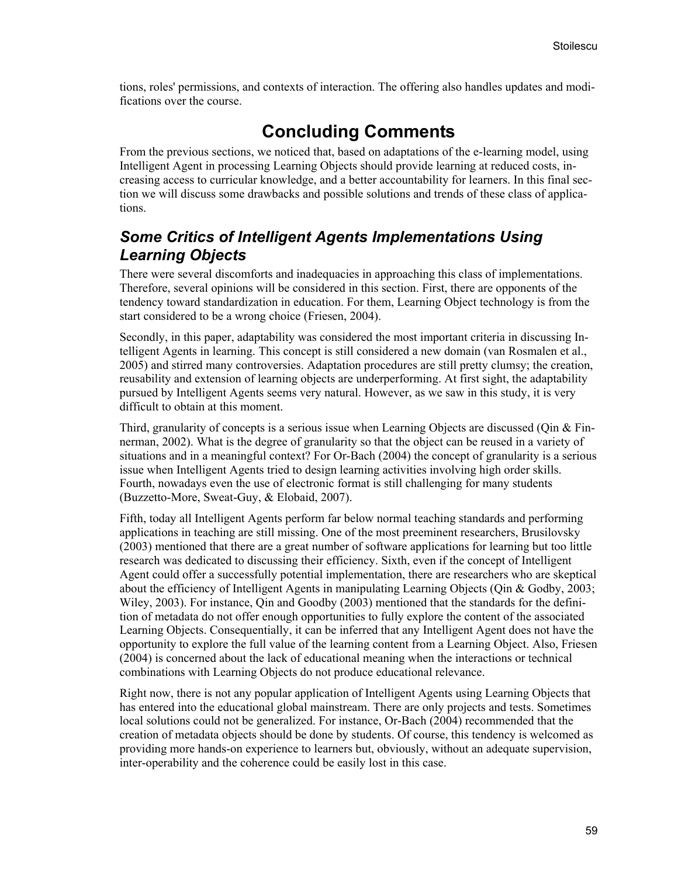tions, roles' permissions, and contexts of interaction. The offering also handles updates and modifications over the course.

# Concluding Comments

From the previous sections, we noticed that, based on adaptations of the e-learning model, using Intelligent Agent in processing Learning Objects should provide learning at reduced costs, increasing access to curricular knowledge, and a better accountability for learners. In this final section we will discuss some drawbacks and possible solutions and trends of these class of applications.

## *Some Critics of Intelligent Agents Implementations Using Learning Objects*

There were several discomforts and inadequacies in approaching this class of implementations. Therefore, several opinions will be considered in this section. First, there are opponents of the tendency toward standardization in education. For them, Learning Object technology is from the start considered to be a wrong choice (Friesen, 2004).

Secondly, in this paper, adaptability was considered the most important criteria in discussing Intelligent Agents in learning. This concept is still considered a new domain (van Rosmalen et al., 2005) and stirred many controversies. Adaptation procedures are still pretty clumsy; the creation, reusability and extension of learning objects are underperforming. At first sight, the adaptability pursued by Intelligent Agents seems very natural. However, as we saw in this study, it is very difficult to obtain at this moment.

Third, granularity of concepts is a serious issue when Learning Objects are discussed (Qin & Finnerman, 2002). What is the degree of granularity so that the object can be reused in a variety of situations and in a meaningful context? For Or-Bach (2004) the concept of granularity is a serious issue when Intelligent Agents tried to design learning activities involving high order skills. Fourth, nowadays even the use of electronic format is still challenging for many students (Buzzetto-More, Sweat-Guy, & Elobaid, 2007).

Fifth, today all Intelligent Agents perform far below normal teaching standards and performing applications in teaching are still missing. One of the most preeminent researchers, Brusilovsky (2003) mentioned that there are a great number of software applications for learning but too little research was dedicated to discussing their efficiency. Sixth, even if the concept of Intelligent Agent could offer a successfully potential implementation, there are researchers who are skeptical about the efficiency of Intelligent Agents in manipulating Learning Objects (Qin & Godby, 2003; Wiley, 2003). For instance, Qin and Goodby (2003) mentioned that the standards for the definition of metadata do not offer enough opportunities to fully explore the content of the associated Learning Objects. Consequentially, it can be inferred that any Intelligent Agent does not have the opportunity to explore the full value of the learning content from a Learning Object. Also, Friesen (2004) is concerned about the lack of educational meaning when the interactions or technical combinations with Learning Objects do not produce educational relevance.

Right now, there is not any popular application of Intelligent Agents using Learning Objects that has entered into the educational global mainstream. There are only projects and tests. Sometimes local solutions could not be generalized. For instance, Or-Bach (2004) recommended that the creation of metadata objects should be done by students. Of course, this tendency is welcomed as providing more hands-on experience to learners but, obviously, without an adequate supervision, inter-operability and the coherence could be easily lost in this case.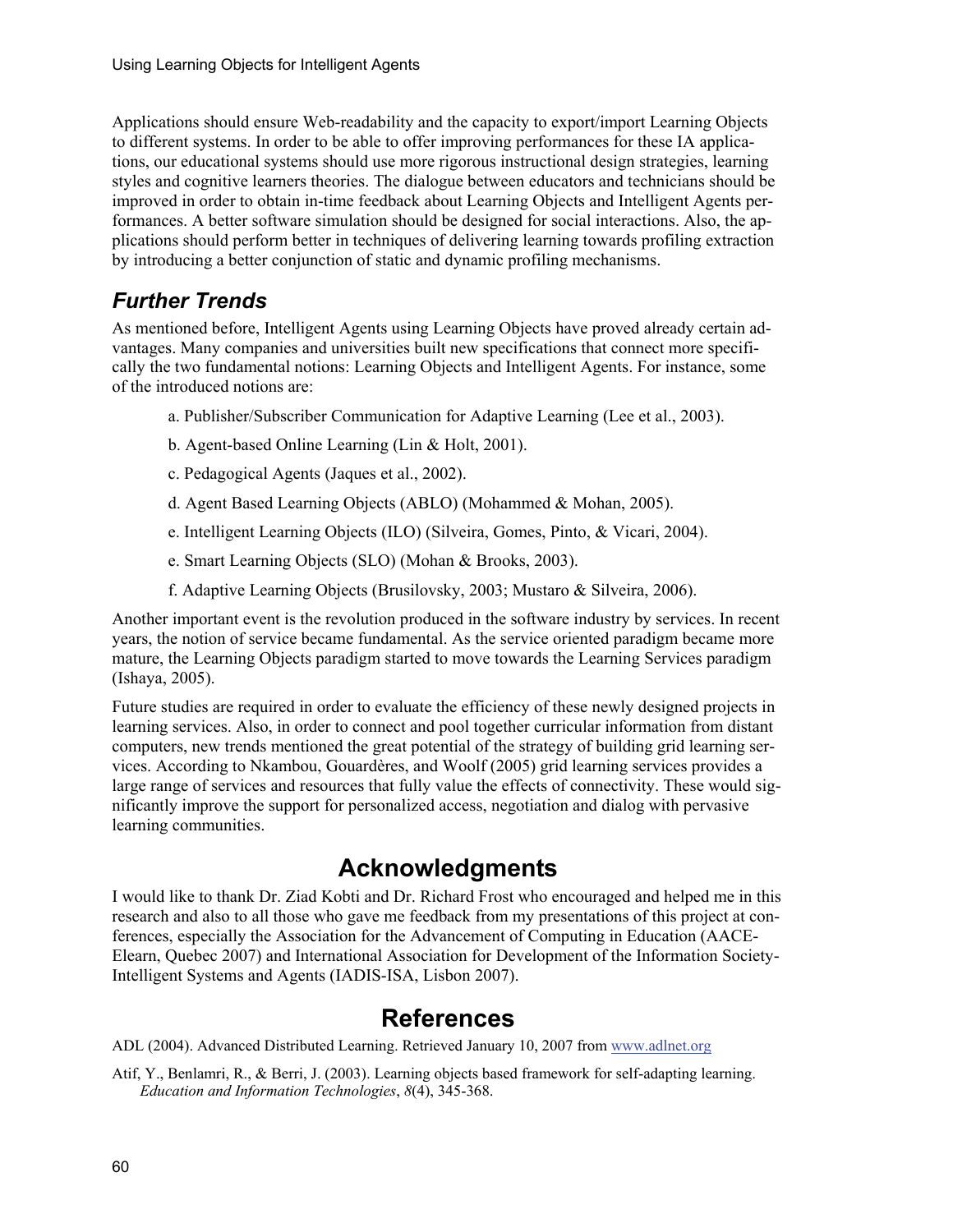Applications should ensure Web-readability and the capacity to export/import Learning Objects to different systems. In order to be able to offer improving performances for these IA applications, our educational systems should use more rigorous instructional design strategies, learning styles and cognitive learners theories. The dialogue between educators and technicians should be improved in order to obtain in-time feedback about Learning Objects and Intelligent Agents performances. A better software simulation should be designed for social interactions. Also, the applications should perform better in techniques of delivering learning towards profiling extraction by introducing a better conjunction of static and dynamic profiling mechanisms.

### *Further Trends*

As mentioned before, Intelligent Agents using Learning Objects have proved already certain advantages. Many companies and universities built new specifications that connect more specifically the two fundamental notions: Learning Objects and Intelligent Agents. For instance, some of the introduced notions are:

a. Publisher/Subscriber Communication for Adaptive Learning (Lee et al., 2003).

b. Agent-based Online Learning (Lin & Holt, 2001).

c. Pedagogical Agents (Jaques et al., 2002).

d. Agent Based Learning Objects (ABLO) (Mohammed & Mohan, 2005).

e. Intelligent Learning Objects (ILO) (Silveira, Gomes, Pinto, & Vicari, 2004).

e. Smart Learning Objects (SLO) (Mohan & Brooks, 2003).

f. Adaptive Learning Objects (Brusilovsky, 2003; Mustaro & Silveira, 2006).

Another important event is the revolution produced in the software industry by services. In recent years, the notion of service became fundamental. As the service oriented paradigm became more mature, the Learning Objects paradigm started to move towards the Learning Services paradigm (Ishaya, 2005).

Future studies are required in order to evaluate the efficiency of these newly designed projects in learning services. Also, in order to connect and pool together curricular information from distant computers, new trends mentioned the great potential of the strategy of building grid learning services. According to Nkambou, Gouardères, and Woolf (2005) grid learning services provides a large range of services and resources that fully value the effects of connectivity. These would significantly improve the support for personalized access, negotiation and dialog with pervasive learning communities.

## Acknowledgments

I would like to thank Dr. Ziad Kobti and Dr. Richard Frost who encouraged and helped me in this research and also to all those who gave me feedback from my presentations of this project at conferences, especially the Association for the Advancement of Computing in Education (AACE-Elearn, Quebec 2007) and International Association for Development of the Information Society-Intelligent Systems and Agents (IADIS-ISA, Lisbon 2007).

## References

ADL (2004). Advanced Distributed Learning. Retrieved January 10, 2007 from www.adlnet.org

Atif, Y., Benlamri, R., & Berri, J. (2003). Learning objects based framework for self-adapting learning. *Education and Information Technologies*, *8*(4), 345-368.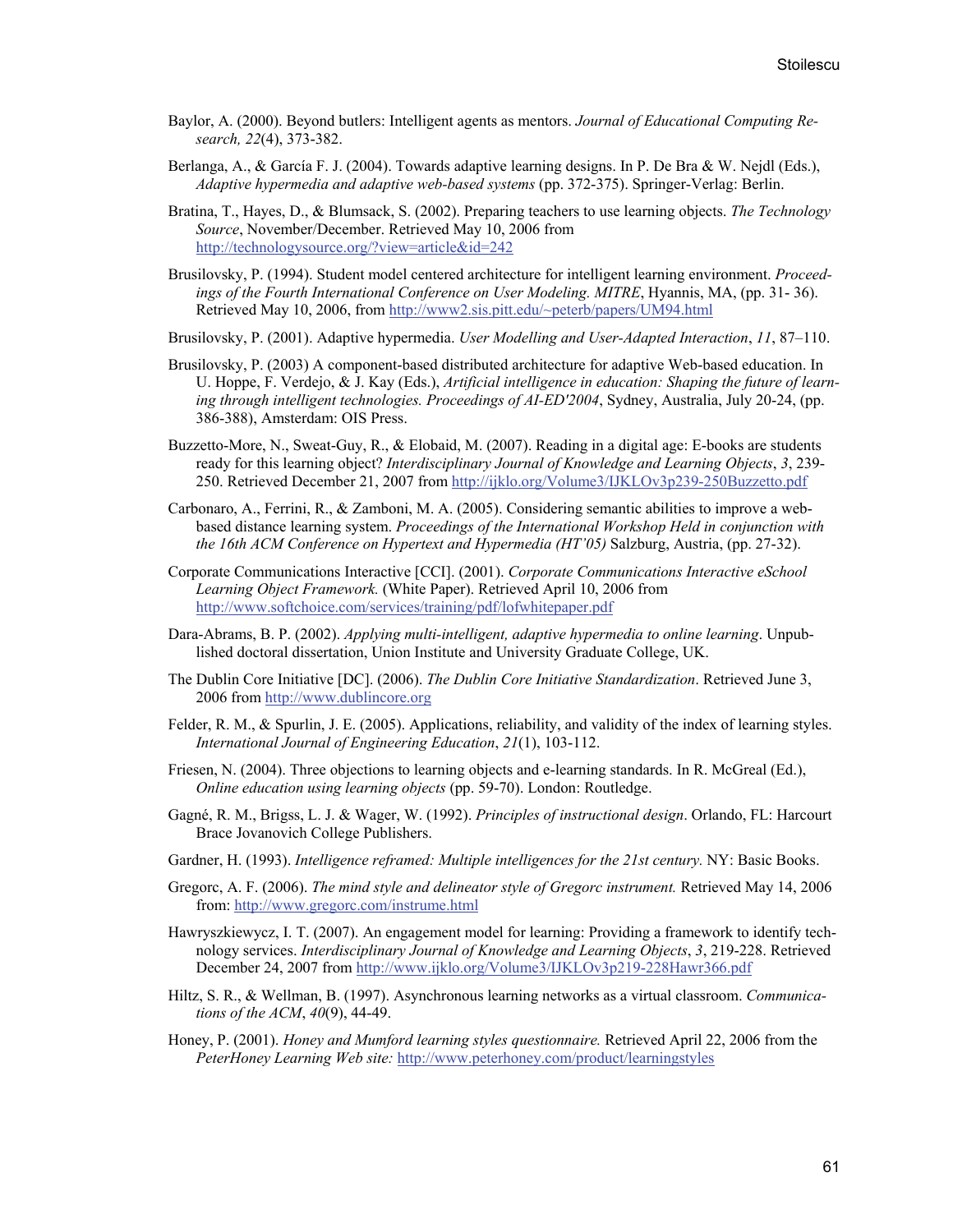Baylor, A. (2000). Beyond butlers: Intelligent agents as mentors. *Journal of Educational Computing Research, 22*(4), 373-382.

Berlanga, A., & García F. J. (2004). Towards adaptive learning designs. In P. De Bra & W. Nejdl (Eds.), *Adaptive hypermedia and adaptive web-based systems* (pp. 372-375). Springer-Verlag: Berlin.

Bratina, T., Hayes, D., & Blumsack, S. (2002). Preparing teachers to use learning objects. *The Technology Source*, November/December. Retrieved May 10, 2006 from http://technologysource.org/?view=article&id=242

Brusilovsky, P. (1994). Student model centered architecture for intelligent learning environment. *Proceedings of the Fourth International Conference on User Modeling. MITRE*, Hyannis, MA, (pp. 31- 36). Retrieved May 10, 2006, from http://www2.sis.pitt.edu/~peterb/papers/UM94.html

Brusilovsky, P. (2001). Adaptive hypermedia. *User Modelling and User-Adapted Interaction*, *11*, 87–110.

Brusilovsky, P. (2003) A component-based distributed architecture for adaptive Web-based education. In U. Hoppe, F. Verdejo, & J. Kay (Eds.), *Artificial intelligence in education: Shaping the future of learning through intelligent technologies. Proceedings of AI-ED'2004*, Sydney, Australia, July 20-24, (pp. 386-388), Amsterdam: OIS Press.

Buzzetto-More, N., Sweat-Guy, R., & Elobaid, M. (2007). Reading in a digital age: E-books are students ready for this learning object? *Interdisciplinary Journal of Knowledge and Learning Objects*, *3*, 239-250. Retrieved December 21, 2007 from http://ijklo.org/Volume3/IJKLOv3p239-250Buzzetto.pdf

Carbonaro, A., Ferrini, R., & Zamboni, M. A. (2005). Considering semantic abilities to improve a web-based distance learning system. *Proceedings of the International Workshop Held in conjunction with the 16th ACM Conference on Hypertext and Hypermedia (HT'05)* Salzburg, Austria, (pp. 27-32).

Corporate Communications Interactive [CCI]. (2001). *Corporate Communications Interactive eSchool Learning Object Framework.* (White Paper). Retrieved April 10, 2006 from http://www.softchoice.com/services/training/pdf/lofwhitepaper.pdf

Dara-Abrams, B. P. (2002). *Applying multi-intelligent, adaptive hypermedia to online learning*. Unpublished doctoral dissertation, Union Institute and University Graduate College, UK.

The Dublin Core Initiative [DC]. (2006). *The Dublin Core Initiative Standardization*. Retrieved June 3, 2006 from http://www.dublincore.org

Felder, R. M., & Spurlin, J. E. (2005). Applications, reliability, and validity of the index of learning styles. *International Journal of Engineering Education*, *21*(1), 103-112.

Friesen, N. (2004). Three objections to learning objects and e-learning standards. In R. McGreal (Ed.), *Online education using learning objects* (pp. 59-70). London: Routledge.

Gagné, R. M., Brigss, L. J. & Wager, W. (1992). *Principles of instructional design*. Orlando, FL: Harcourt Brace Jovanovich College Publishers.

Gardner, H. (1993). *Intelligence reframed: Multiple intelligences for the 21st century.* NY: Basic Books.

Gregorc, A. F. (2006). *The mind style and delineator style of Gregorc instrument.* Retrieved May 14, 2006 from: http://www.gregorc.com/instrume.html

Hawryszkiewycz, I. T. (2007). An engagement model for learning: Providing a framework to identify technology services. *Interdisciplinary Journal of Knowledge and Learning Objects*, *3*, 219-228. Retrieved December 24, 2007 from http://www.ijklo.org/Volume3/IJKLOv3p219-228Hawr366.pdf

Hiltz, S. R., & Wellman, B. (1997). Asynchronous learning networks as a virtual classroom. *Communications of the ACM*, *40*(9), 44-49.

Honey, P. (2001). *Honey and Mumford learning styles questionnaire.* Retrieved April 22, 2006 from the *PeterHoney Learning Web site:* http://www.peterhoney.com/product/learningstyles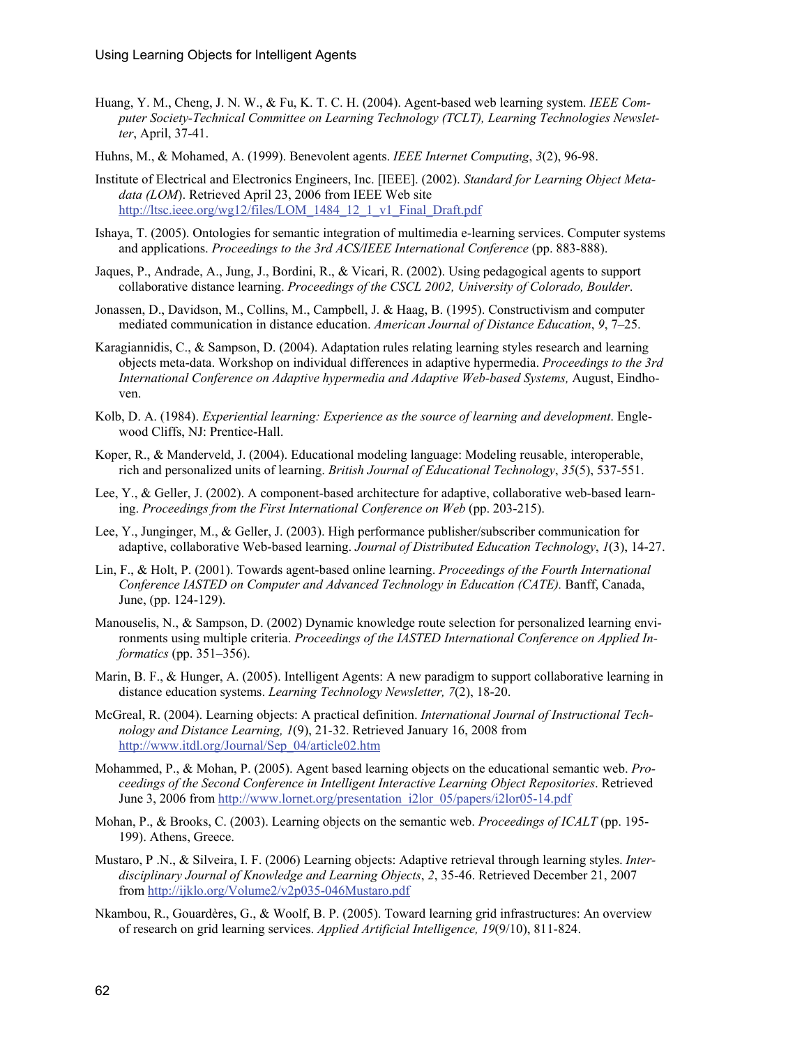Huang, Y. M., Cheng, J. N. W., & Fu, K. T. C. H. (2004). Agent-based web learning system. *IEEE Computer Society-Technical Committee on Learning Technology (TCLT), Learning Technologies Newsletter*, April, 37-41.

Huhns, M., & Mohamed, A. (1999). Benevolent agents. *IEEE Internet Computing*, *3*(2), 96-98.

Institute of Electrical and Electronics Engineers, Inc. [IEEE]. (2002). *Standard for Learning Object Metadata (LOM)*. Retrieved April 23, 2006 from IEEE Web site http://ltsc.ieee.org/wg12/files/LOM_1484_12_1_v1_Final_Draft.pdf

Ishaya, T. (2005). Ontologies for semantic integration of multimedia e-learning services. Computer systems and applications. *Proceedings to the 3rd ACS/IEEE International Conference* (pp. 883-888).

Jaques, P., Andrade, A., Jung, J., Bordini, R., & Vicari, R. (2002). Using pedagogical agents to support collaborative distance learning. *Proceedings of the CSCL 2002, University of Colorado, Boulder*.

Jonassen, D., Davidson, M., Collins, M., Campbell, J. & Haag, B. (1995). Constructivism and computer mediated communication in distance education. *American Journal of Distance Education*, *9*, 7–25.

Karagiannidis, C., & Sampson, D. (2004). Adaptation rules relating learning styles research and learning objects meta-data. Workshop on individual differences in adaptive hypermedia. *Proceedings to the 3rd International Conference on Adaptive hypermedia and Adaptive Web-based Systems,* August, Eindhoven.

Kolb, D. A. (1984). *Experiential learning: Experience as the source of learning and development*. Englewood Cliffs, NJ: Prentice-Hall.

Koper, R., & Manderveld, J. (2004). Educational modeling language: Modeling reusable, interoperable, rich and personalized units of learning. *British Journal of Educational Technology*, *35*(5), 537-551.

Lee, Y., & Geller, J. (2002). A component-based architecture for adaptive, collaborative web-based learning. *Proceedings from the First International Conference on Web* (pp. 203-215).

Lee, Y., Junginger, M., & Geller, J. (2003). High performance publisher/subscriber communication for adaptive, collaborative Web-based learning. *Journal of Distributed Education Technology*, *1*(3), 14-27.

Lin, F., & Holt, P. (2001). Towards agent-based online learning. *Proceedings of the Fourth International Conference IASTED on Computer and Advanced Technology in Education (CATE).* Banff, Canada, June, (pp. 124-129).

Manouselis, N., & Sampson, D. (2002) Dynamic knowledge route selection for personalized learning environments using multiple criteria. *Proceedings of the IASTED International Conference on Applied Informatics* (pp. 351–356).

Marin, B. F., & Hunger, A. (2005). Intelligent Agents: A new paradigm to support collaborative learning in distance education systems. *Learning Technology Newsletter, 7*(2), 18-20.

McGreal, R. (2004). Learning objects: A practical definition. *International Journal of Instructional Technology and Distance Learning, 1*(9), 21-32. Retrieved January 16, 2008 from http://www.itdl.org/Journal/Sep_04/article02.htm

Mohammed, P., & Mohan, P. (2005). Agent based learning objects on the educational semantic web. *Proceedings of the Second Conference in Intelligent Interactive Learning Object Repositories*. Retrieved June 3, 2006 from http://www.lornet.org/presentation_i2lor_05/papers/i2lor05-14.pdf

Mohan, P., & Brooks, C. (2003). Learning objects on the semantic web. *Proceedings of ICALT* (pp. 195-199). Athens, Greece.

Mustaro, P .N., & Silveira, I. F. (2006) Learning objects: Adaptive retrieval through learning styles. *Interdisciplinary Journal of Knowledge and Learning Objects*, *2*, 35-46. Retrieved December 21, 2007 from http://ijklo.org/Volume2/v2p035-046Mustaro.pdf

Nkambou, R., Gouardères, G., & Woolf, B. P. (2005). Toward learning grid infrastructures: An overview of research on grid learning services. *Applied Artificial Intelligence, 19*(9/10), 811-824.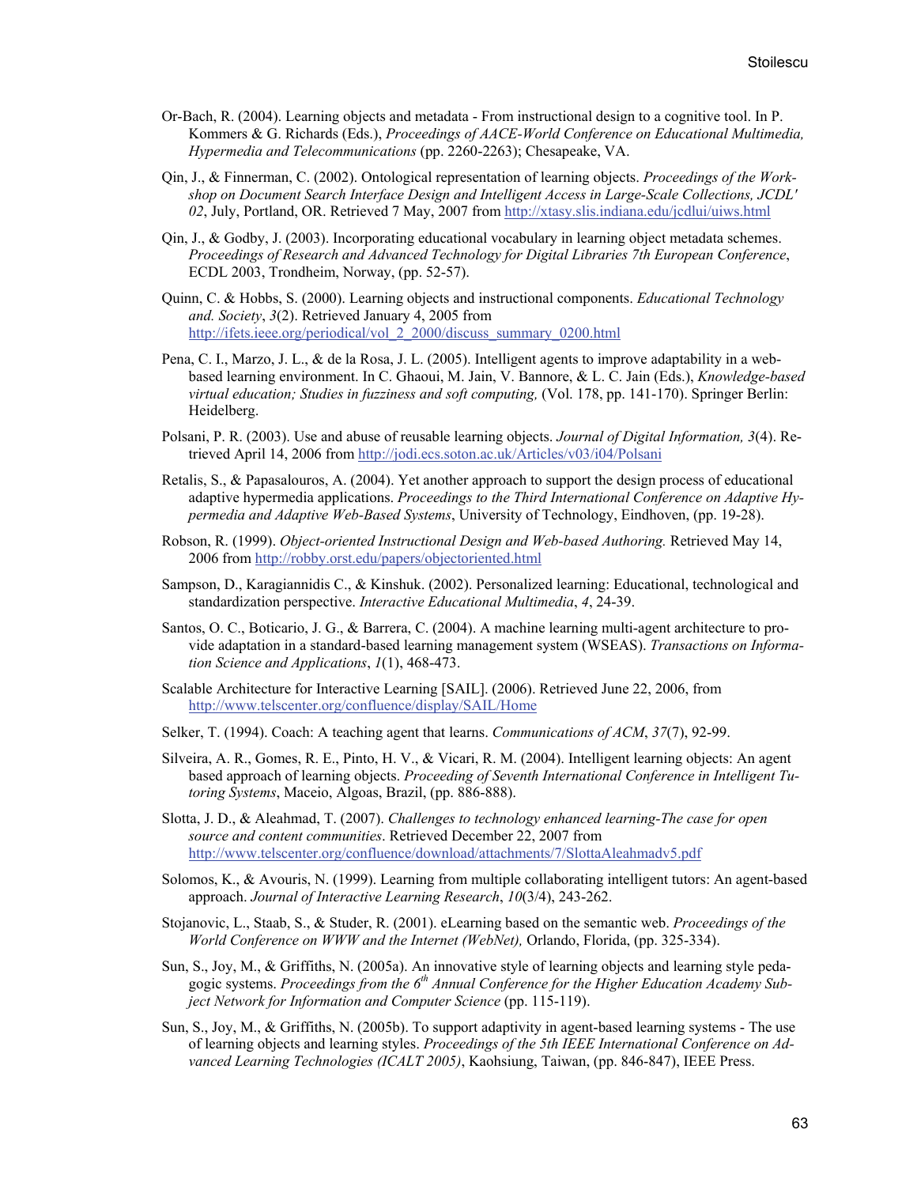Or-Bach, R. (2004). Learning objects and metadata - From instructional design to a cognitive tool. In P. Kommers & G. Richards (Eds.), *Proceedings of AACE-World Conference on Educational Multimedia, Hypermedia and Telecommunications* (pp. 2260-2263); Chesapeake, VA.

Qin, J., & Finnerman, C. (2002). Ontological representation of learning objects. *Proceedings of the Workshop on Document Search Interface Design and Intelligent Access in Large-Scale Collections, JCDL' 02*, July, Portland, OR. Retrieved 7 May, 2007 from http://xtasy.slis.indiana.edu/jcdlui/uiws.html

Qin, J., & Godby, J. (2003). Incorporating educational vocabulary in learning object metadata schemes. *Proceedings of Research and Advanced Technology for Digital Libraries 7th European Conference*, ECDL 2003, Trondheim, Norway, (pp. 52-57).

Quinn, C. & Hobbs, S. (2000). Learning objects and instructional components. *Educational Technology and. Society*, *3*(2). Retrieved January 4, 2005 from http://ifets.ieee.org/periodical/vol_2_2000/discuss_summary_0200.html

Pena, C. I., Marzo, J. L., & de la Rosa, J. L. (2005). Intelligent agents to improve adaptability in a web-based learning environment. In C. Ghaoui, M. Jain, V. Bannore, & L. C. Jain (Eds.), *Knowledge-based virtual education; Studies in fuzziness and soft computing,* (Vol. 178, pp. 141-170). Springer Berlin: Heidelberg.

Polsani, P. R. (2003). Use and abuse of reusable learning objects. *Journal of Digital Information, 3*(4). Retrieved April 14, 2006 from http://jodi.ecs.soton.ac.uk/Articles/v03/i04/Polsani

Retalis, S., & Papasalouros, A. (2004). Yet another approach to support the design process of educational adaptive hypermedia applications. *Proceedings to the Third International Conference on Adaptive Hypermedia and Adaptive Web-Based Systems*, University of Technology, Eindhoven, (pp. 19-28).

Robson, R. (1999). *Object-oriented Instructional Design and Web-based Authoring.* Retrieved May 14, 2006 from http://robby.orst.edu/papers/objectoriented.html

Sampson, D., Karagiannidis C., & Kinshuk. (2002). Personalized learning: Educational, technological and standardization perspective. *Interactive Educational Multimedia*, *4*, 24-39.

Santos, O. C., Boticario, J. G., & Barrera, C. (2004). A machine learning multi-agent architecture to provide adaptation in a standard-based learning management system (WSEAS). *Transactions on Information Science and Applications*, *1*(1), 468-473.

Scalable Architecture for Interactive Learning [SAIL]. (2006). Retrieved June 22, 2006, from http://www.telscenter.org/confluence/display/SAIL/Home

Selker, T. (1994). Coach: A teaching agent that learns. *Communications of ACM*, *37*(7), 92-99.

Silveira, A. R., Gomes, R. E., Pinto, H. V., & Vicari, R. M. (2004). Intelligent learning objects: An agent based approach of learning objects. *Proceeding of Seventh International Conference in Intelligent Tutoring Systems*, Maceio, Algoas, Brazil, (pp. 886-888).

Slotta, J. D., & Aleahmad, T. (2007). *Challenges to technology enhanced learning-The case for open source and content communities*. Retrieved December 22, 2007 from http://www.telscenter.org/confluence/download/attachments/7/SlottaAleahmadv5.pdf

Solomos, K., & Avouris, N. (1999). Learning from multiple collaborating intelligent tutors: An agent-based approach. *Journal of Interactive Learning Research*, *10*(3/4), 243-262.

Stojanovic, L., Staab, S., & Studer, R. (2001). eLearning based on the semantic web. *Proceedings of the World Conference on WWW and the Internet (WebNet),* Orlando, Florida, (pp. 325-334).

Sun, S., Joy, M., & Griffiths, N. (2005a). An innovative style of learning objects and learning style pedagogic systems. *Proceedings from the 6th Annual Conference for the Higher Education Academy Subject Network for Information and Computer Science* (pp. 115-119).

Sun, S., Joy, M., & Griffiths, N. (2005b). To support adaptivity in agent-based learning systems - The use of learning objects and learning styles. *Proceedings of the 5th IEEE International Conference on Advanced Learning Technologies (ICALT 2005)*, Kaohsiung, Taiwan, (pp. 846-847), IEEE Press.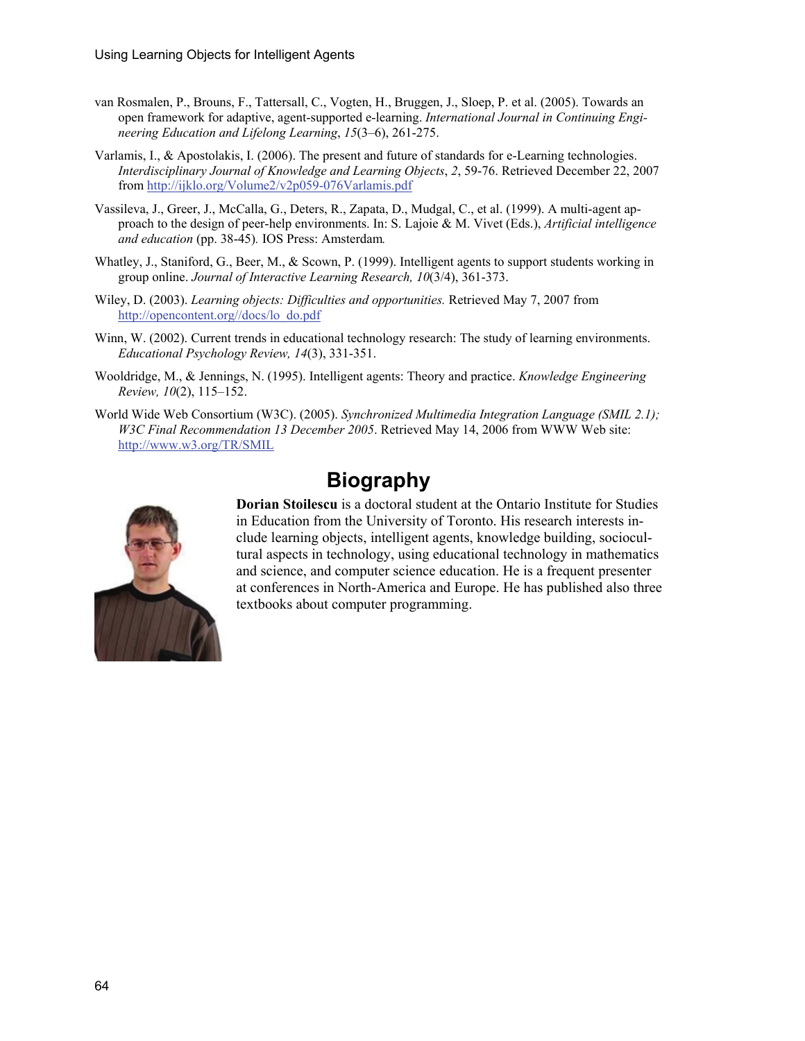van Rosmalen, P., Brouns, F., Tattersall, C., Vogten, H., Bruggen, J., Sloep, P. et al. (2005). Towards an open framework for adaptive, agent-supported e-learning. *International Journal in Continuing Engineering Education and Lifelong Learning*, *15*(3–6), 261-275.

Varlamis, I., & Apostolakis, I. (2006). The present and future of standards for e-Learning technologies. *Interdisciplinary Journal of Knowledge and Learning Objects*, *2*, 59-76. Retrieved December 22, 2007 from http://ijklo.org/Volume2/v2p059-076Varlamis.pdf

Vassileva, J., Greer, J., McCalla, G., Deters, R., Zapata, D., Mudgal, C., et al. (1999). A multi-agent approach to the design of peer-help environments. In: S. Lajoie & M. Vivet (Eds.), *Artificial intelligence and education* (pp. 38-45)*.* IOS Press: Amsterdam*.*

Whatley, J., Staniford, G., Beer, M., & Scown, P. (1999). Intelligent agents to support students working in group online. *Journal of Interactive Learning Research, 10*(3/4), 361-373.

Wiley, D. (2003). *Learning objects: Difficulties and opportunities.* Retrieved May 7, 2007 from http://opencontent.org//docs/lo_do.pdf

Winn, W. (2002). Current trends in educational technology research: The study of learning environments. *Educational Psychology Review, 14*(3), 331-351.

Wooldridge, M., & Jennings, N. (1995). Intelligent agents: Theory and practice. *Knowledge Engineering Review, 10*(2), 115–152.

World Wide Web Consortium (W3C). (2005). *Synchronized Multimedia Integration Language (SMIL 2.1); W3C Final Recommendation 13 December 2005*. Retrieved May 14, 2006 from WWW Web site: http://www.w3.org/TR/SMIL

# Biography

**Dorian Stoilescu** is a doctoral student at the Ontario Institute for Studies in Education from the University of Toronto. His research interests include learning objects, intelligent agents, knowledge building, sociocultural aspects in technology, using educational technology in mathematics and science, and computer science education. He is a frequent presenter at conferences in North-America and Europe. He has published also three textbooks about computer programming.